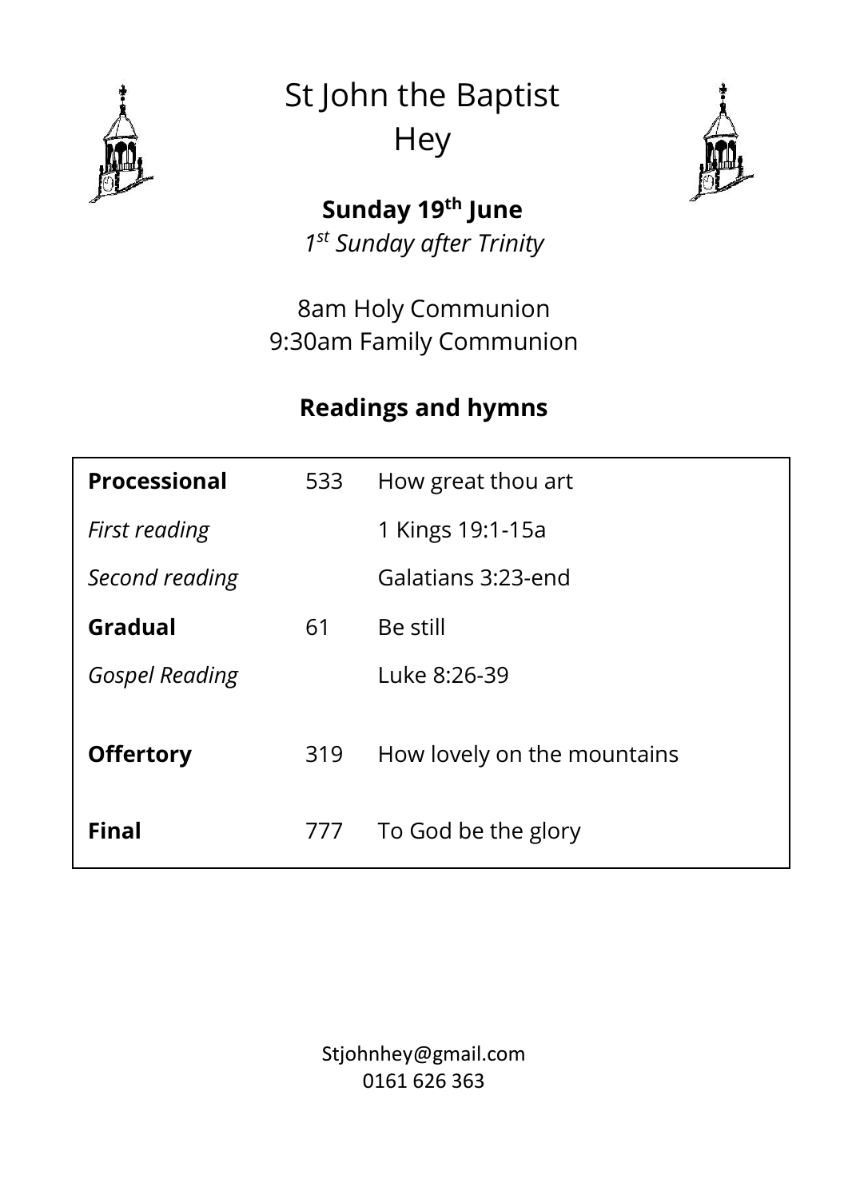# St John the Baptist
# Hey

**Sunday 19th June**

*1st Sunday after Trinity*

8am Holy Communion
9:30am Family Communion

## Readings and hymns

| | | |
|---|---|---|
| **Processional** | 533 | How great thou art |
| *First reading* | | 1 Kings 19:1-15a |
| *Second reading* | | Galatians 3:23-end |
| **Gradual** | 61 | Be still |
| *Gospel Reading* | | Luke 8:26-39 |
| **Offertory** | 319 | How lovely on the mountains |
| **Final** | 777 | To God be the glory |

Stjohnhey@gmail.com
0161 626 363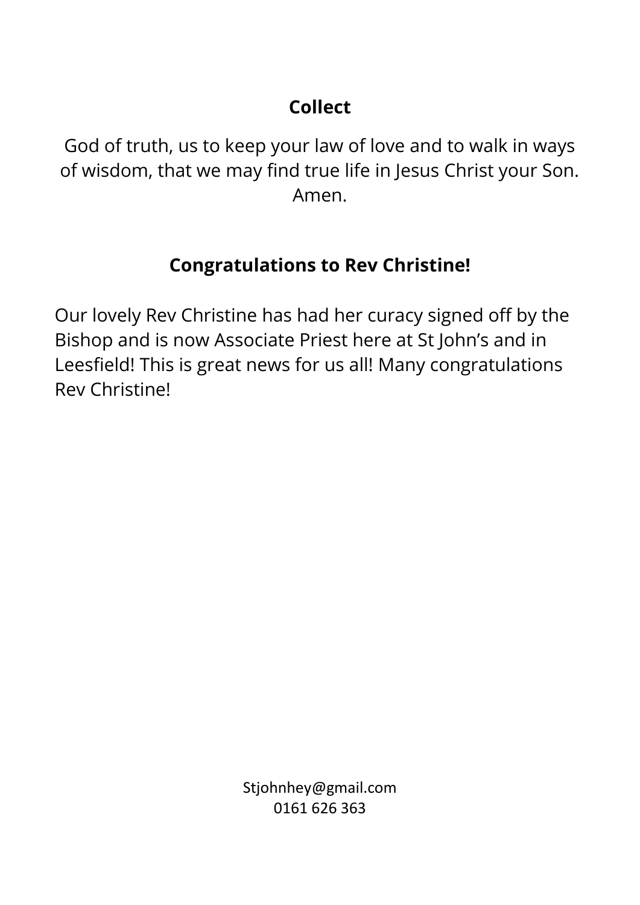**Collect**

God of truth, us to keep your law of love and to walk in ways of wisdom, that we may find true life in Jesus Christ your Son. Amen.

**Congratulations to Rev Christine!**

Our lovely Rev Christine has had her curacy signed off by the Bishop and is now Associate Priest here at St John's and in Leesfield! This is great news for us all! Many congratulations Rev Christine!

Stjohnhey@gmail.com
0161 626 363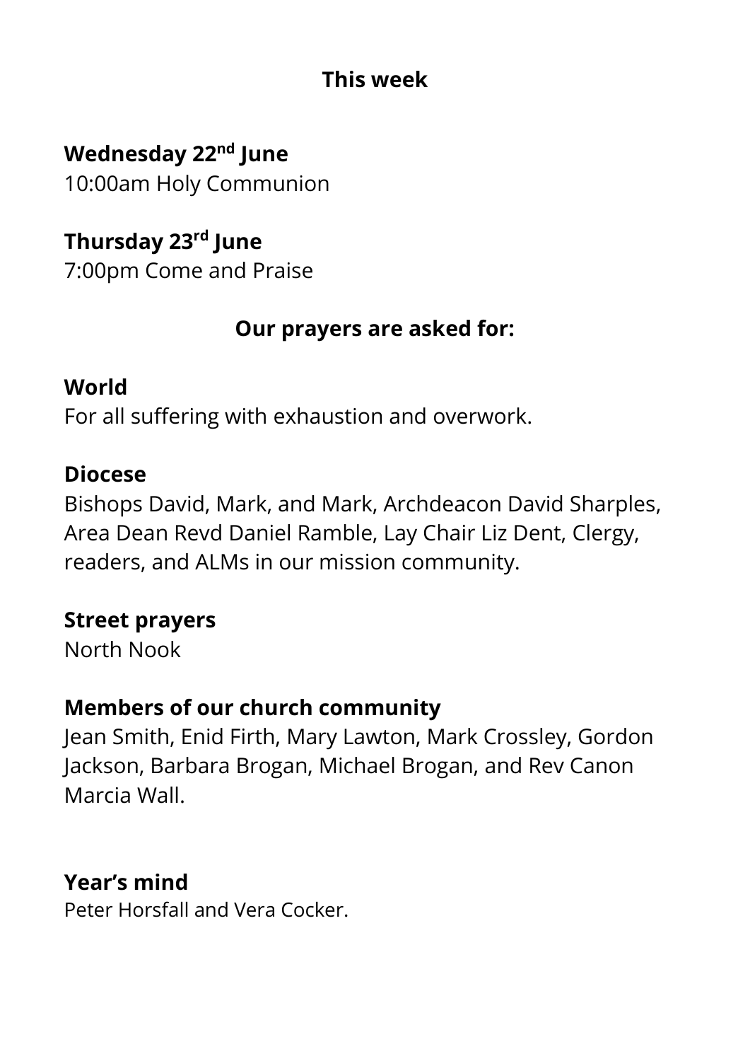## This week

**Wednesday 22nd June**
10:00am Holy Communion

**Thursday 23rd June**
7:00pm Come and Praise

## Our prayers are asked for:

**World**
For all suffering with exhaustion and overwork.

**Diocese**
Bishops David, Mark, and Mark, Archdeacon David Sharples, Area Dean Revd Daniel Ramble, Lay Chair Liz Dent, Clergy, readers, and ALMs in our mission community.

**Street prayers**
North Nook

**Members of our church community**
Jean Smith, Enid Firth, Mary Lawton, Mark Crossley, Gordon Jackson, Barbara Brogan, Michael Brogan, and Rev Canon Marcia Wall.

**Year's mind**
Peter Horsfall and Vera Cocker.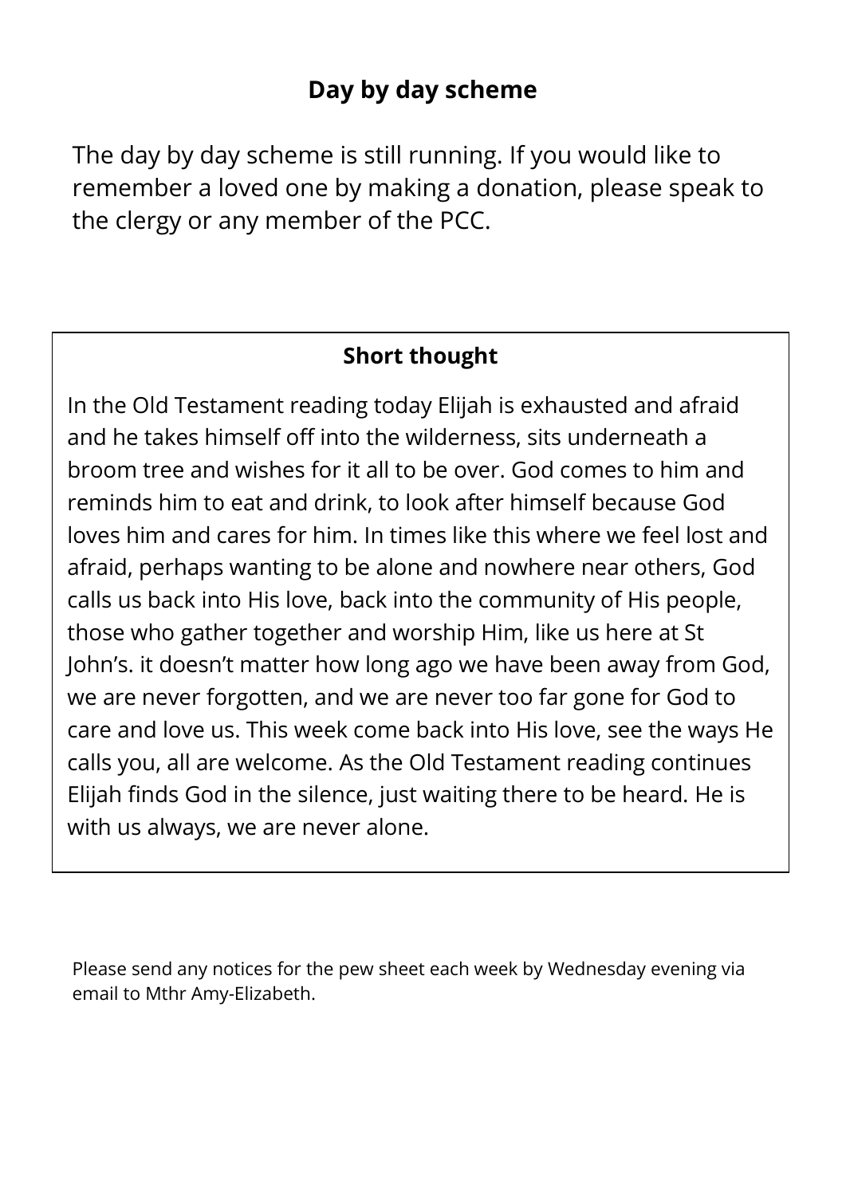## Day by day scheme

The day by day scheme is still running. If you would like to remember a loved one by making a donation, please speak to the clergy or any member of the PCC.

### Short thought

In the Old Testament reading today Elijah is exhausted and afraid and he takes himself off into the wilderness, sits underneath a broom tree and wishes for it all to be over. God comes to him and reminds him to eat and drink, to look after himself because God loves him and cares for him. In times like this where we feel lost and afraid, perhaps wanting to be alone and nowhere near others, God calls us back into His love, back into the community of His people, those who gather together and worship Him, like us here at St John's. it doesn't matter how long ago we have been away from God, we are never forgotten, and we are never too far gone for God to care and love us. This week come back into His love, see the ways He calls you, all are welcome. As the Old Testament reading continues Elijah finds God in the silence, just waiting there to be heard. He is with us always, we are never alone.

Please send any notices for the pew sheet each week by Wednesday evening via email to Mthr Amy-Elizabeth.